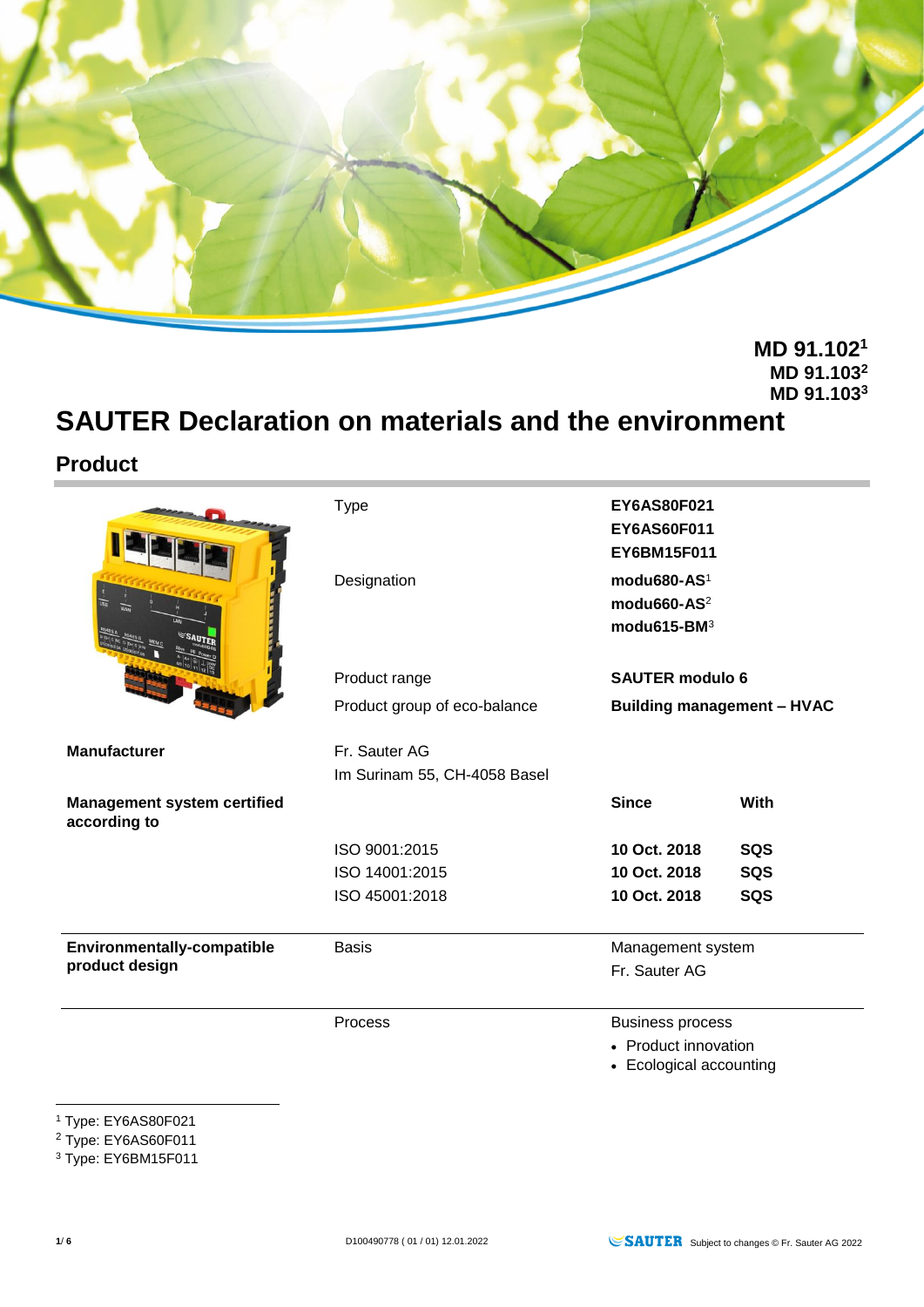**MD 91.102[1]**
**MD 91.103[2]**
**MD 91.103[3]**

# SAUTER Declaration on materials and the environment

## Product

| | | | |
|---|---|---|---|
| | Type | **EY6AS80F021**<br>**EY6AS60F011**<br>**EY6BM15F011** | |
| | Designation | **modu680-AS**[1]<br>**modu660-AS**[2]<br>**modu615-BM**[3] | |
| | Product range | **SAUTER modulo 6** | |
| | Product group of eco-balance | **Building management – HVAC** | |
| **Manufacturer** | Fr. Sauter AG<br>Im Surinam 55, CH-4058 Basel | | |
| **Management system certified according to** | | **Since** | **With** |
| | ISO 9001:2015 | **10 Oct. 2018** | **SQS** |
| | ISO 14001:2015 | **10 Oct. 2018** | **SQS** |
| | ISO 45001:2018 | **10 Oct. 2018** | **SQS** |
| **Environmentally-compatible product design** | Basis | Management system<br>Fr. Sauter AG | |
| | Process | Business process<br>• Product innovation<br>• Ecological accounting | |

[1] Type: EY6AS80F021
[2] Type: EY6AS60F011
[3] Type: EY6BM15F011

D100490778 ( 01 / 01) 12.01.2022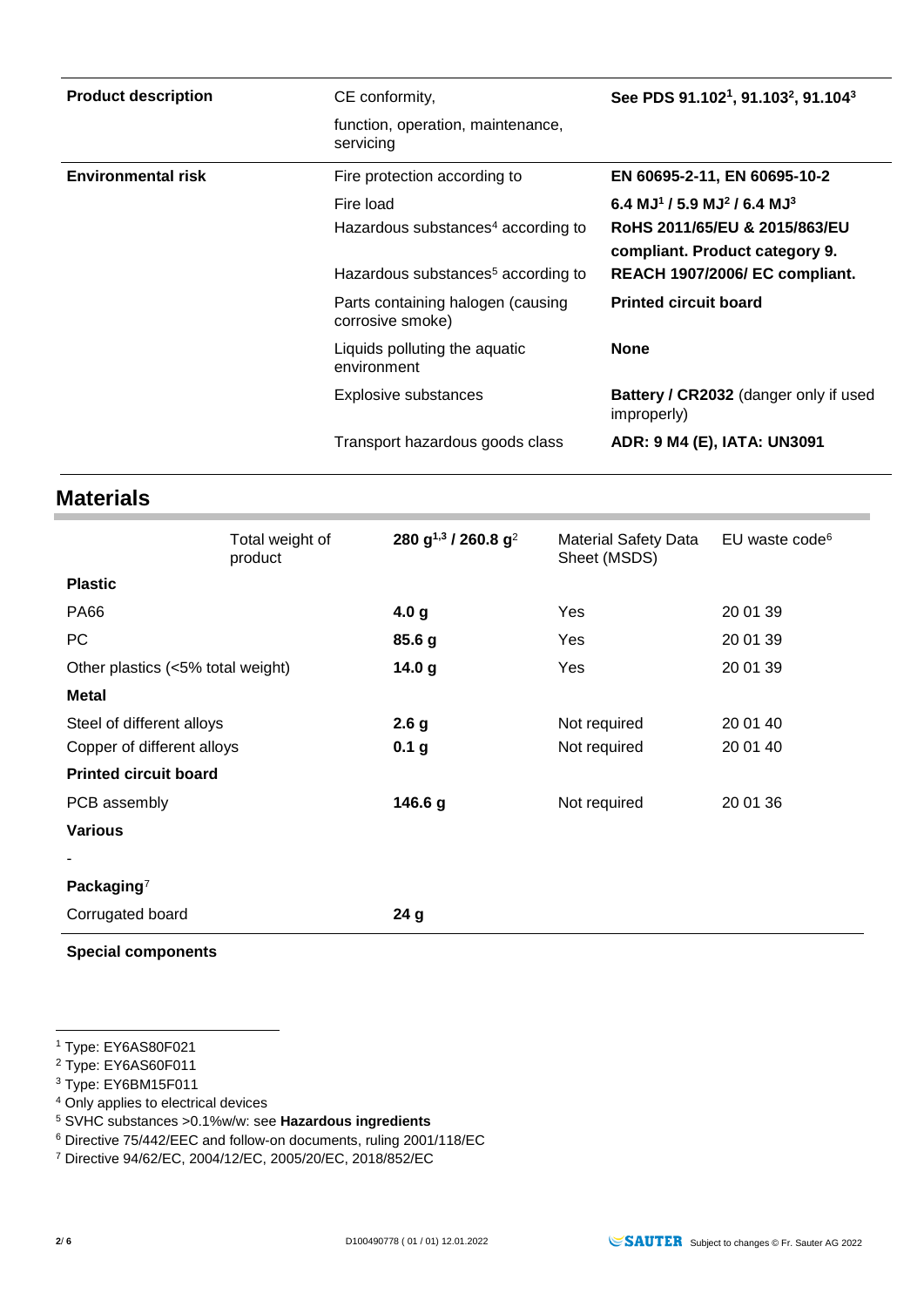| | | |
|---|---|---|
| **Product description** | CE conformity,<br>function, operation, maintenance, servicing | **See PDS 91.102[1], 91.103[2], 91.104[3]** |
| **Environmental risk** | Fire protection according to | **EN 60695-2-11, EN 60695-10-2** |
| | Fire load | **6.4 MJ[1] / 5.9 MJ[2] / 6.4 MJ[3]** |
| | Hazardous substances[4] according to | **RoHS 2011/65/EU & 2015/863/EU compliant. Product category 9.** |
| | Hazardous substances[5] according to | **REACH 1907/2006/ EC compliant.** |
| | Parts containing halogen (causing corrosive smoke) | **Printed circuit board** |
| | Liquids polluting the aquatic environment | **None** |
| | Explosive substances | **Battery / CR2032** (danger only if used improperly) |
| | Transport hazardous goods class | **ADR: 9 M4 (E), IATA: UN3091** |

## Materials

| Total weight of product | **280 g[1,3] / 260.8 g[2]** | Material Safety Data Sheet (MSDS) | EU waste code[6] |
|---|---|---|---|
| **Plastic** | | | |
| PA66 | **4.0 g** | Yes | 20 01 39 |
| PC | **85.6 g** | Yes | 20 01 39 |
| Other plastics (<5% total weight) | **14.0 g** | Yes | 20 01 39 |
| **Metal** | | | |
| Steel of different alloys | **2.6 g** | Not required | 20 01 40 |
| Copper of different alloys | **0.1 g** | Not required | 20 01 40 |
| **Printed circuit board** | | | |
| PCB assembly | **146.6 g** | Not required | 20 01 36 |
| **Various** | | | |
| - | | | |
| **Packaging**[7] | | | |
| Corrugated board | **24 g** | | |

**Special components**

[1] Type: EY6AS80F021
[2] Type: EY6AS60F011
[3] Type: EY6BM15F011
[4] Only applies to electrical devices
[5] SVHC substances >0.1%w/w: see **Hazardous ingredients**
[6] Directive 75/442/EEC and follow-on documents, ruling 2001/118/EC
[7] Directive 94/62/EC, 2004/12/EC, 2005/20/EC, 2018/852/EC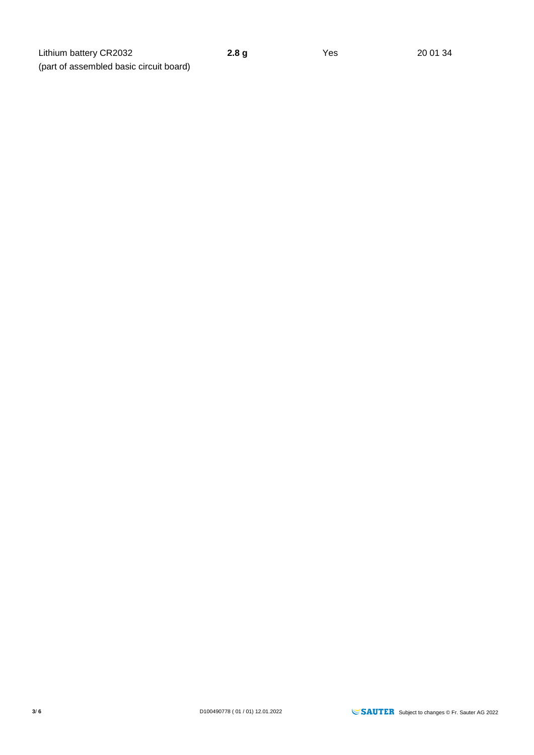| | | | |
|---|---|---|---|
| Lithium battery CR2032 (part of assembled basic circuit board) | **2.8 g** | Yes | 20 01 34 |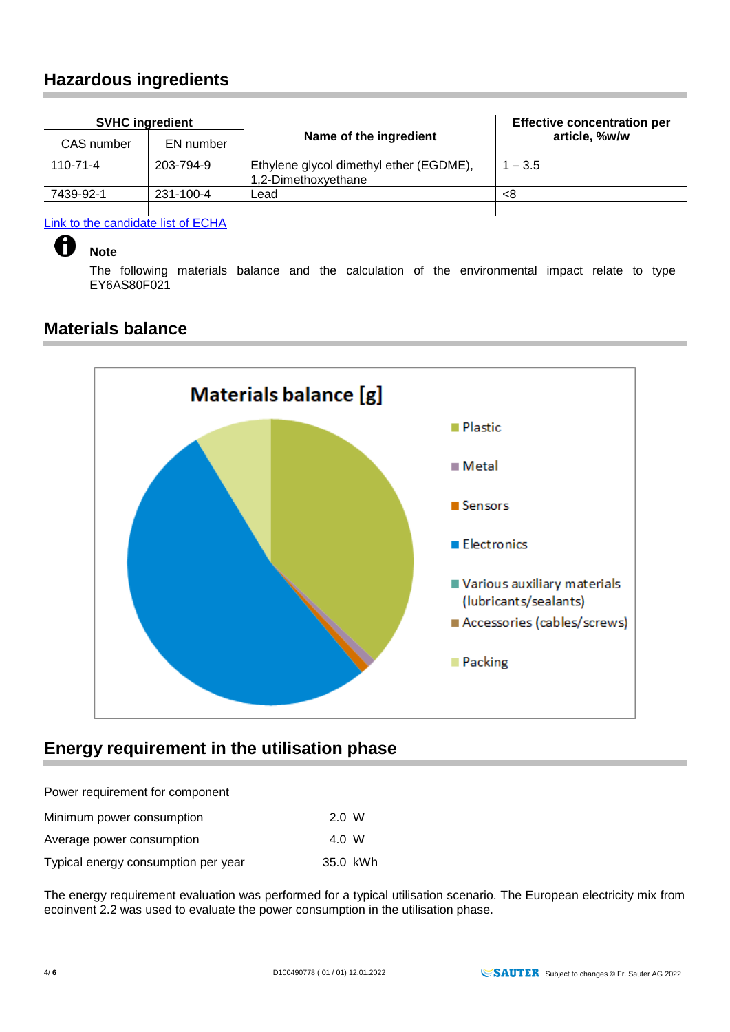## Hazardous ingredients

| SVHC ingredient | | Name of the ingredient | Effective concentration per article, %w/w |
|---|---|---|---|
| CAS number | EN number | | |
| 110-71-4 | 203-794-9 | Ethylene glycol dimethyl ether (EGDME), 1,2-Dimethoxyethane | 1 – 3.5 |
| 7439-92-1 | 231-100-4 | Lead | <8 |

Link to the candidate list of ECHA

**Note**

The following materials balance and the calculation of the environmental impact relate to type EY6AS80F021

## Materials balance

**Materials balance [g]**

- Plastic
- Metal
- Sensors
- Electronics
- Various auxiliary materials (lubricants/sealants)
- Accessories (cables/screws)
- Packing

## Energy requirement in the utilisation phase

Power requirement for component

| | |
|---|---|
| Minimum power consumption | 2.0 W |
| Average power consumption | 4.0 W |
| Typical energy consumption per year | 35.0 kWh |

The energy requirement evaluation was performed for a typical utilisation scenario. The European electricity mix from ecoinvent 2.2 was used to evaluate the power consumption in the utilisation phase.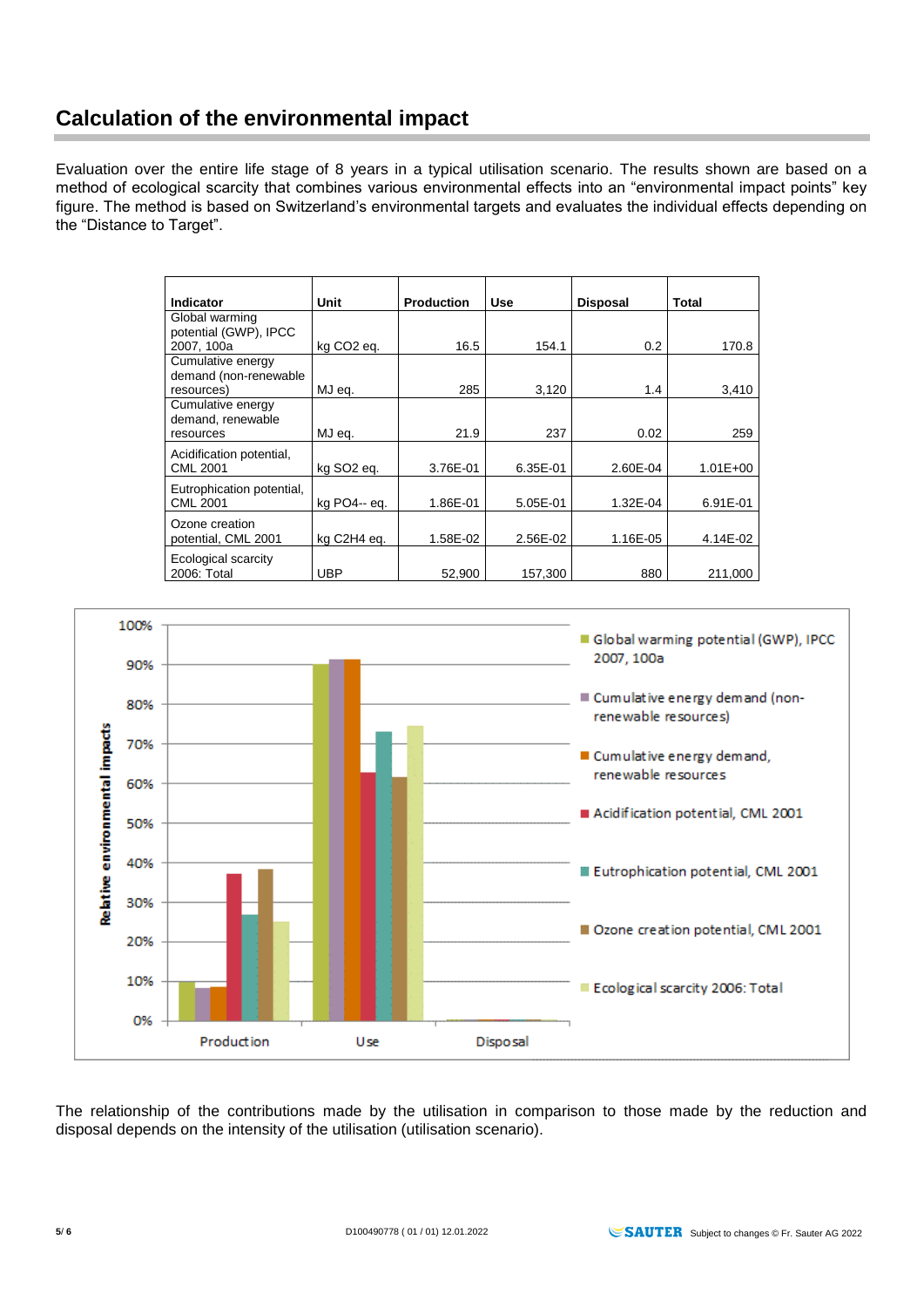## Calculation of the environmental impact

Evaluation over the entire life stage of 8 years in a typical utilisation scenario. The results shown are based on a method of ecological scarcity that combines various environmental effects into an “environmental impact points” key figure. The method is based on Switzerland’s environmental targets and evaluates the individual effects depending on the “Distance to Target”.

| Indicator | Unit | Production | Use | Disposal | Total |
|---|---|---|---|---|---|
| Global warming potential (GWP), IPCC 2007, 100a | kg CO2 eq. | 16.5 | 154.1 | 0.2 | 170.8 |
| Cumulative energy demand (non-renewable resources) | MJ eq. | 285 | 3,120 | 1.4 | 3,410 |
| Cumulative energy demand, renewable resources | MJ eq. | 21.9 | 237 | 0.02 | 259 |
| Acidification potential, CML 2001 | kg SO2 eq. | 3.76E-01 | 6.35E-01 | 2.60E-04 | 1.01E+00 |
| Eutrophication potential, CML 2001 | kg PO4-- eq. | 1.86E-01 | 5.05E-01 | 1.32E-04 | 6.91E-01 |
| Ozone creation potential, CML 2001 | kg C2H4 eq. | 1.58E-02 | 2.56E-02 | 1.16E-05 | 4.14E-02 |
| Ecological scarcity 2006: Total | UBP | 52,900 | 157,300 | 880 | 211,000 |

The relationship of the contributions made by the utilisation in comparison to those made by the reduction and disposal depends on the intensity of the utilisation (utilisation scenario).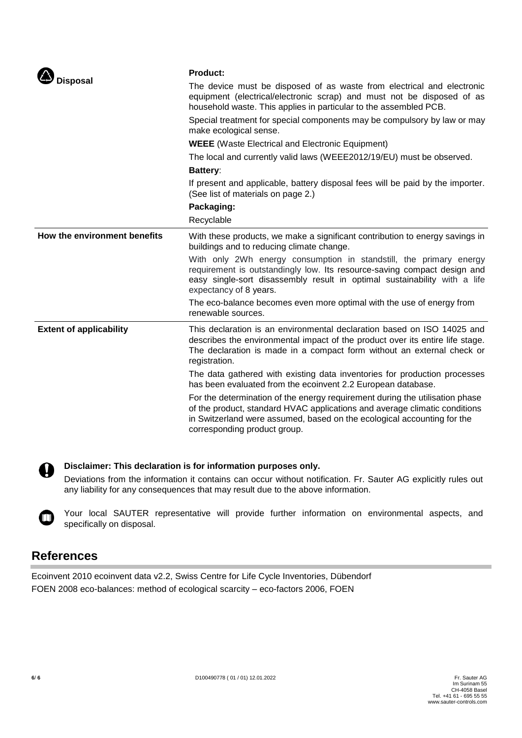| | |
|---|---|
| **Disposal** | **Product:**<br>The device must be disposed of as waste from electrical and electronic equipment (electrical/electronic scrap) and must not be disposed of as household waste. This applies in particular to the assembled PCB.<br>Special treatment for special components may be compulsory by law or may make ecological sense.<br>**WEEE** (Waste Electrical and Electronic Equipment)<br>The local and currently valid laws (WEEE2012/19/EU) must be observed.<br>**Battery**:<br>If present and applicable, battery disposal fees will be paid by the importer. (See list of materials on page 2.)<br>**Packaging:**<br>Recyclable |
| **How the environment benefits** | With these products, we make a significant contribution to energy savings in buildings and to reducing climate change.<br>With only 2Wh energy consumption in standstill, the primary energy requirement is outstandingly low. Its resource-saving compact design and easy single-sort disassembly result in optimal sustainability with a life expectancy of 8 years.<br>The eco-balance becomes even more optimal with the use of energy from renewable sources. |
| **Extent of applicability** | This declaration is an environmental declaration based on ISO 14025 and describes the environmental impact of the product over its entire life stage. The declaration is made in a compact form without an external check or registration.<br>The data gathered with existing data inventories for production processes has been evaluated from the ecoinvent 2.2 European database.<br>For the determination of the energy requirement during the utilisation phase of the product, standard HVAC applications and average climatic conditions in Switzerland were assumed, based on the ecological accounting for the corresponding product group. |

**Disclaimer: This declaration is for information purposes only.**

Deviations from the information it contains can occur without notification. Fr. Sauter AG explicitly rules out any liability for any consequences that may result due to the above information.

Your local SAUTER representative will provide further information on environmental aspects, and specifically on disposal.

## References

Ecoinvent 2010 ecoinvent data v2.2, Swiss Centre for Life Cycle Inventories, Dübendorf

FOEN 2008 eco-balances: method of ecological scarcity – eco-factors 2006, FOEN

D100490778 ( 01 / 01) 12.01.2022

Fr. Sauter AG
Im Surinam 55
CH-4058 Basel
Tel. +41 61 - 695 55 55
www.sauter-controls.com